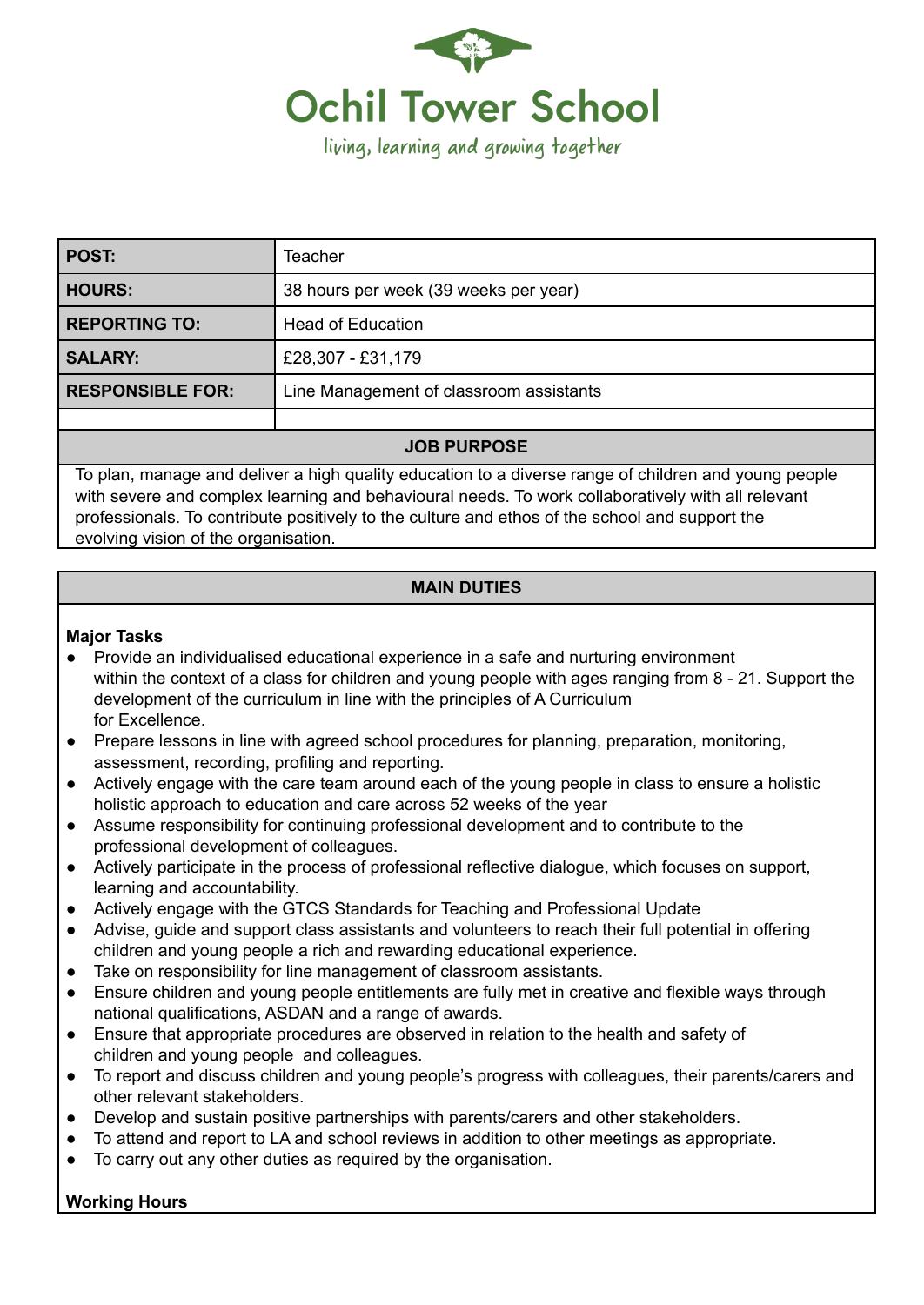# Ochil Tower School

living, learning and growing together

| POST: | Teacher |
| --- | --- |
| HOURS: | 38 hours per week (39 weeks per year) |
| REPORTING TO: | Head of Education |
| SALARY: | £28,307 - £31,179 |
| RESPONSIBLE FOR: | Line Management of classroom assistants |
| | |

## JOB PURPOSE

To plan, manage and deliver a high quality education to a diverse range of children and young people with severe and complex learning and behavioural needs. To work collaboratively with all relevant professionals. To contribute positively to the culture and ethos of the school and support the evolving vision of the organisation.

## MAIN DUTIES

**Major Tasks**

- Provide an individualised educational experience in a safe and nurturing environment within the context of a class for children and young people with ages ranging from 8 - 21. Support the development of the curriculum in line with the principles of A Curriculum for Excellence.
- Prepare lessons in line with agreed school procedures for planning, preparation, monitoring, assessment, recording, profiling and reporting.
- Actively engage with the care team around each of the young people in class to ensure a holistic holistic approach to education and care across 52 weeks of the year
- Assume responsibility for continuing professional development and to contribute to the professional development of colleagues.
- Actively participate in the process of professional reflective dialogue, which focuses on support, learning and accountability.
- Actively engage with the GTCS Standards for Teaching and Professional Update
- Advise, guide and support class assistants and volunteers to reach their full potential in offering children and young people a rich and rewarding educational experience.
- Take on responsibility for line management of classroom assistants.
- Ensure children and young people entitlements are fully met in creative and flexible ways through national qualifications, ASDAN and a range of awards.
- Ensure that appropriate procedures are observed in relation to the health and safety of children and young people and colleagues.
- To report and discuss children and young people's progress with colleagues, their parents/carers and other relevant stakeholders.
- Develop and sustain positive partnerships with parents/carers and other stakeholders.
- To attend and report to LA and school reviews in addition to other meetings as appropriate.
- To carry out any other duties as required by the organisation.

**Working Hours**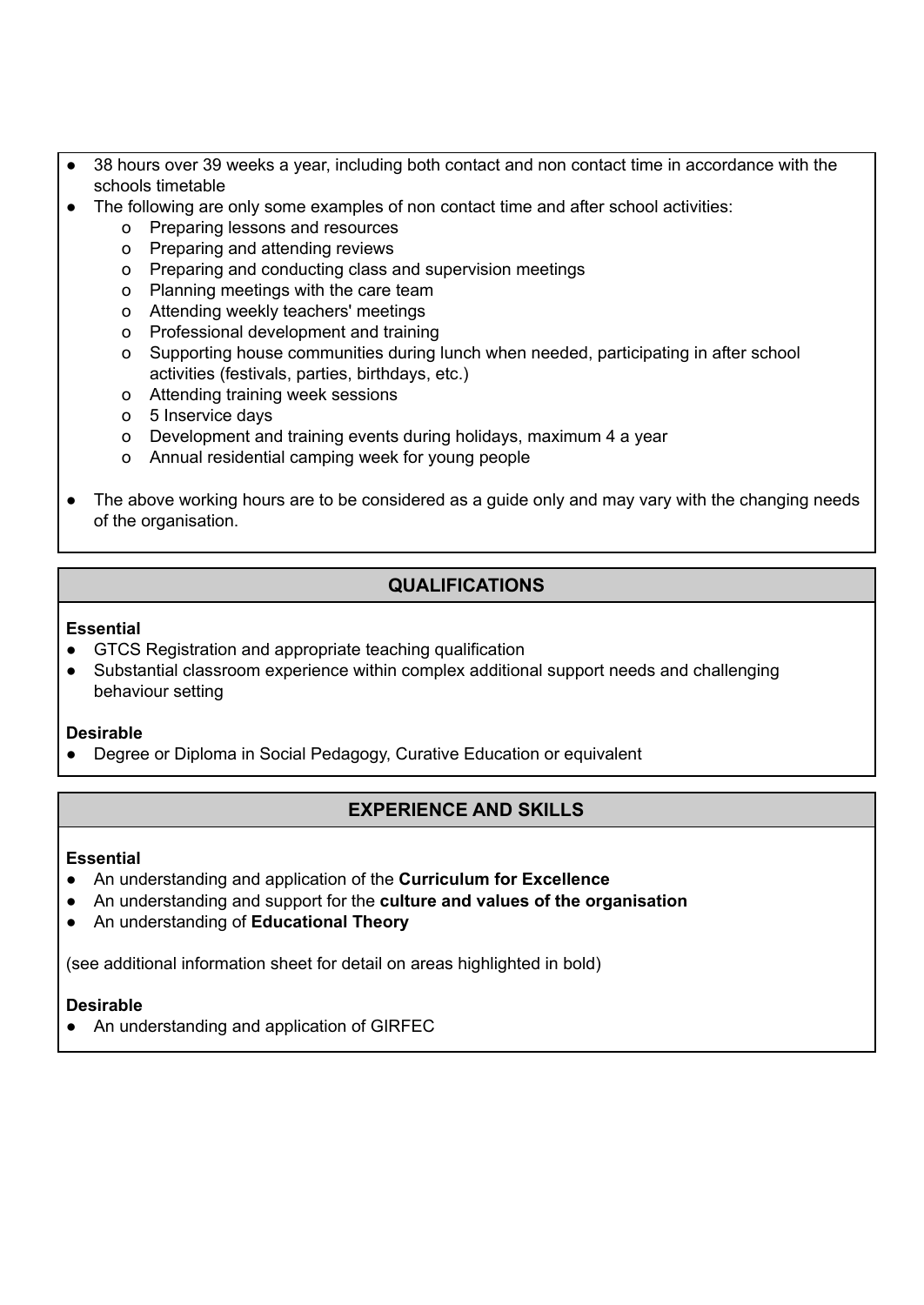- 38 hours over 39 weeks a year, including both contact and non contact time in accordance with the schools timetable
- The following are only some examples of non contact time and after school activities:
  - Preparing lessons and resources
  - Preparing and attending reviews
  - Preparing and conducting class and supervision meetings
  - Planning meetings with the care team
  - Attending weekly teachers' meetings
  - Professional development and training
  - Supporting house communities during lunch when needed, participating in after school activities (festivals, parties, birthdays, etc.)
  - Attending training week sessions
  - 5 Inservice days
  - Development and training events during holidays, maximum 4 a year
  - Annual residential camping week for young people
- The above working hours are to be considered as a guide only and may vary with the changing needs of the organisation.

## QUALIFICATIONS

**Essential**

- GTCS Registration and appropriate teaching qualification
- Substantial classroom experience within complex additional support needs and challenging behaviour setting

**Desirable**

- Degree or Diploma in Social Pedagogy, Curative Education or equivalent

## EXPERIENCE AND SKILLS

**Essential**

- An understanding and application of the **Curriculum for Excellence**
- An understanding and support for the **culture and values of the organisation**
- An understanding of **Educational Theory**

(see additional information sheet for detail on areas highlighted in bold)

**Desirable**

- An understanding and application of GIRFEC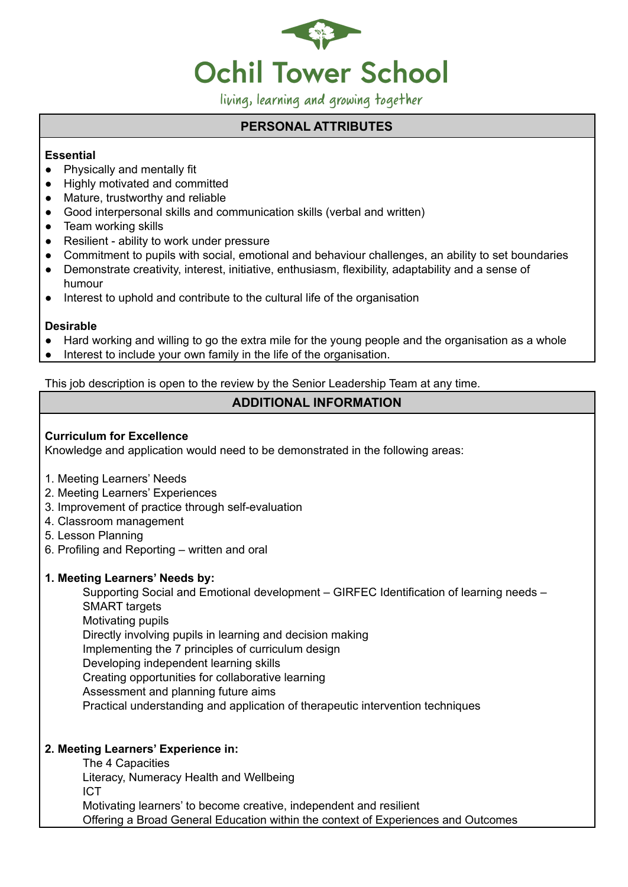# Ochil Tower School

living, learning and growing together

## PERSONAL ATTRIBUTES

**Essential**

- Physically and mentally fit
- Highly motivated and committed
- Mature, trustworthy and reliable
- Good interpersonal skills and communication skills (verbal and written)
- Team working skills
- Resilient - ability to work under pressure
- Commitment to pupils with social, emotional and behaviour challenges, an ability to set boundaries
- Demonstrate creativity, interest, initiative, enthusiasm, flexibility, adaptability and a sense of humour
- Interest to uphold and contribute to the cultural life of the organisation

**Desirable**

- Hard working and willing to go the extra mile for the young people and the organisation as a whole
- Interest to include your own family in the life of the organisation.

This job description is open to the review by the Senior Leadership Team at any time.

## ADDITIONAL INFORMATION

**Curriculum for Excellence**

Knowledge and application would need to be demonstrated in the following areas:

1. Meeting Learners' Needs
2. Meeting Learners' Experiences
3. Improvement of practice through self-evaluation
4. Classroom management
5. Lesson Planning
6. Profiling and Reporting – written and oral

**1. Meeting Learners' Needs by:**

Supporting Social and Emotional development – GIRFEC Identification of learning needs – SMART targets
Motivating pupils
Directly involving pupils in learning and decision making
Implementing the 7 principles of curriculum design
Developing independent learning skills
Creating opportunities for collaborative learning
Assessment and planning future aims
Practical understanding and application of therapeutic intervention techniques

**2. Meeting Learners' Experience in:**

The 4 Capacities
Literacy, Numeracy Health and Wellbeing
ICT
Motivating learners' to become creative, independent and resilient
Offering a Broad General Education within the context of Experiences and Outcomes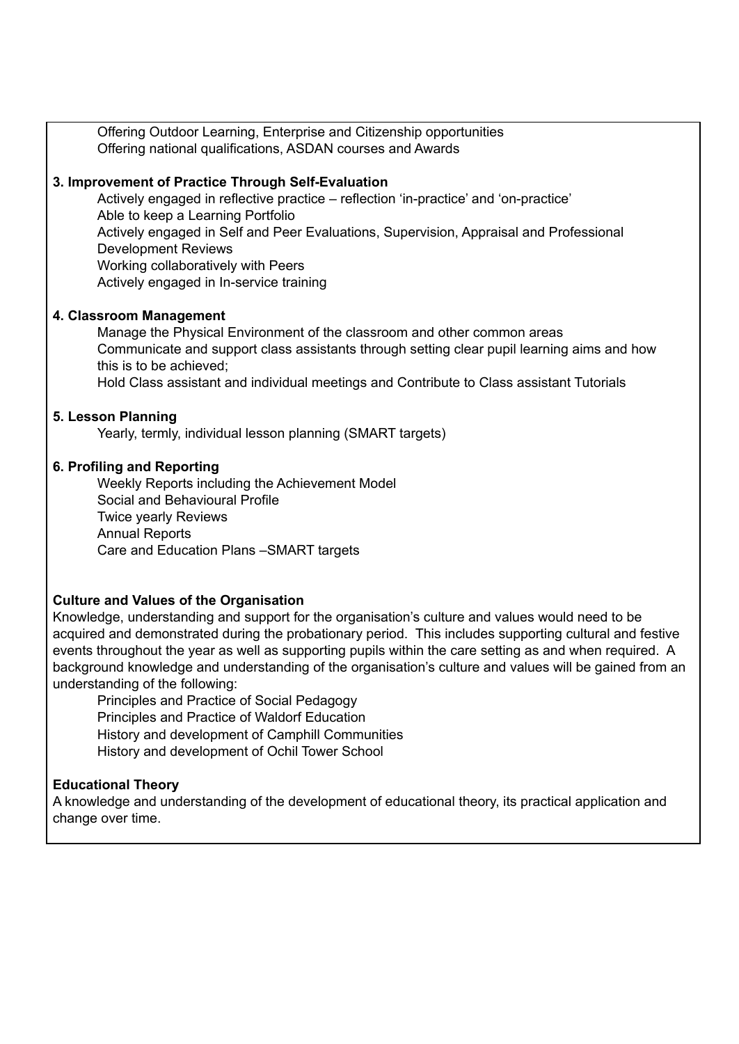Offering Outdoor Learning, Enterprise and Citizenship opportunities
Offering national qualifications, ASDAN courses and Awards

**3. Improvement of Practice Through Self-Evaluation**

Actively engaged in reflective practice – reflection 'in-practice' and 'on-practice'
Able to keep a Learning Portfolio
Actively engaged in Self and Peer Evaluations, Supervision, Appraisal and Professional Development Reviews
Working collaboratively with Peers
Actively engaged in In-service training

**4. Classroom Management**

Manage the Physical Environment of the classroom and other common areas
Communicate and support class assistants through setting clear pupil learning aims and how this is to be achieved;
Hold Class assistant and individual meetings and Contribute to Class assistant Tutorials

**5. Lesson Planning**

Yearly, termly, individual lesson planning (SMART targets)

**6. Profiling and Reporting**

Weekly Reports including the Achievement Model
Social and Behavioural Profile
Twice yearly Reviews
Annual Reports
Care and Education Plans –SMART targets

**Culture and Values of the Organisation**

Knowledge, understanding and support for the organisation's culture and values would need to be acquired and demonstrated during the probationary period. This includes supporting cultural and festive events throughout the year as well as supporting pupils within the care setting as and when required. A background knowledge and understanding of the organisation's culture and values will be gained from an understanding of the following:

Principles and Practice of Social Pedagogy
Principles and Practice of Waldorf Education
History and development of Camphill Communities
History and development of Ochil Tower School

**Educational Theory**

A knowledge and understanding of the development of educational theory, its practical application and change over time.